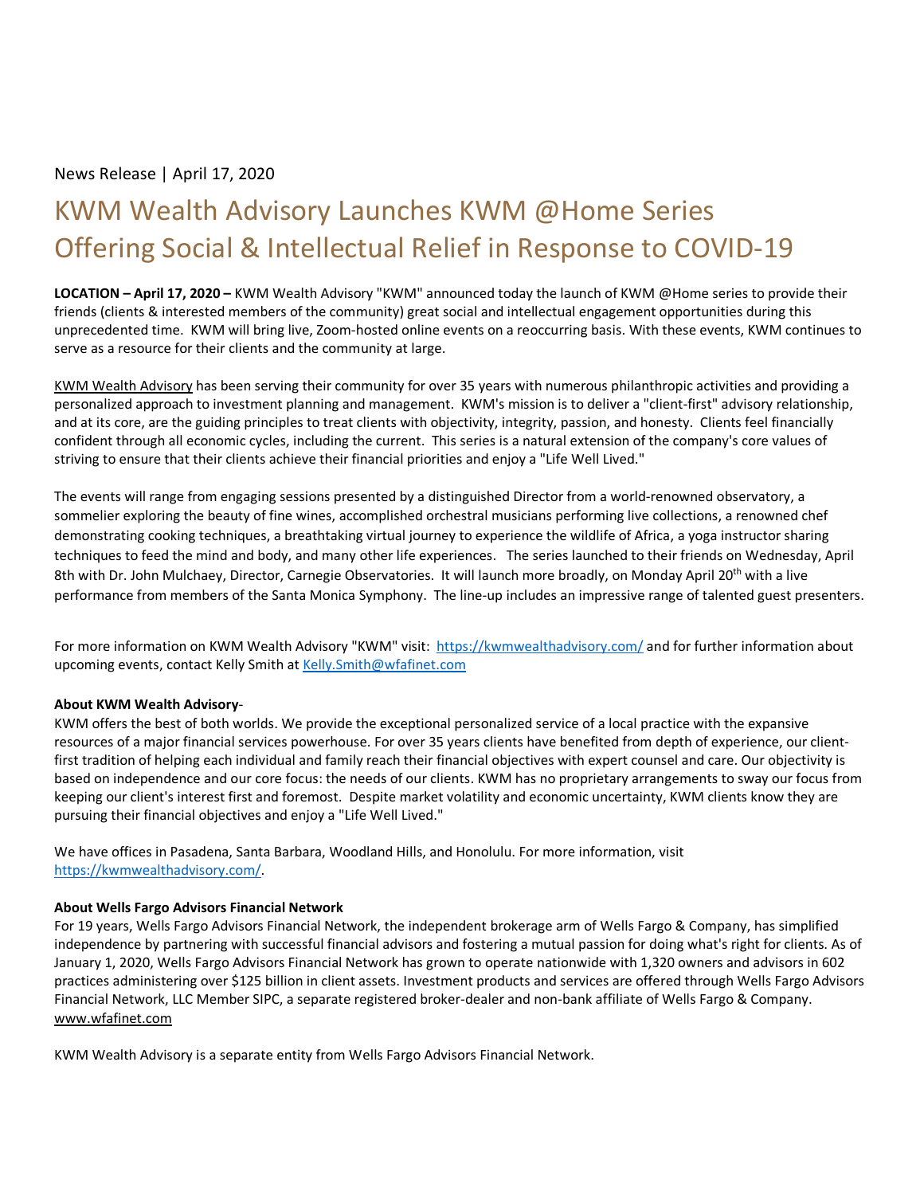News Release | April 17, 2020

# KWM Wealth Advisory Launches KWM @Home Series Offering Social & Intellectual Relief in Response to COVID-19

**LOCATION – April 17, 2020 –** KWM Wealth Advisory "KWM" announced today the launch of KWM @Home series to provide their friends (clients & interested members of the community) great social and intellectual engagement opportunities during this unprecedented time. KWM will bring live, Zoom-hosted online events on a reoccurring basis. With these events, KWM continues to serve as a resource for their clients and the community at large.

KWM Wealth Advisory has been serving their community for over 35 years with numerous philanthropic activities and providing a personalized approach to investment planning and management. KWM's mission is to deliver a "client-first" advisory relationship, and at its core, are the guiding principles to treat clients with objectivity, integrity, passion, and honesty. Clients feel financially confident through all economic cycles, including the current. This series is a natural extension of the company's core values of striving to ensure that their clients achieve their financial priorities and enjoy a "Life Well Lived."

The events will range from engaging sessions presented by a distinguished Director from a world-renowned observatory, a sommelier exploring the beauty of fine wines, accomplished orchestral musicians performing live collections, a renowned chef demonstrating cooking techniques, a breathtaking virtual journey to experience the wildlife of Africa, a yoga instructor sharing techniques to feed the mind and body, and many other life experiences. The series launched to their friends on Wednesday, April 8th with Dr. John Mulchaey, Director, Carnegie Observatories. It will launch more broadly, on Monday April 20th with a live performance from members of the Santa Monica Symphony. The line-up includes an impressive range of talented guest presenters.

For more information on KWM Wealth Advisory "KWM" visit: https://kwmwealthadvisory.com/ and for further information about upcoming events, contact Kelly Smith at Kelly.Smith@wfafinet.com

**About KWM Wealth Advisory**-

KWM offers the best of both worlds. We provide the exceptional personalized service of a local practice with the expansive resources of a major financial services powerhouse. For over 35 years clients have benefited from depth of experience, our client-first tradition of helping each individual and family reach their financial objectives with expert counsel and care. Our objectivity is based on independence and our core focus: the needs of our clients. KWM has no proprietary arrangements to sway our focus from keeping our client's interest first and foremost. Despite market volatility and economic uncertainty, KWM clients know they are pursuing their financial objectives and enjoy a "Life Well Lived."

We have offices in Pasadena, Santa Barbara, Woodland Hills, and Honolulu. For more information, visit https://kwmwealthadvisory.com/.

**About Wells Fargo Advisors Financial Network**

For 19 years, Wells Fargo Advisors Financial Network, the independent brokerage arm of Wells Fargo & Company, has simplified independence by partnering with successful financial advisors and fostering a mutual passion for doing what's right for clients. As of January 1, 2020, Wells Fargo Advisors Financial Network has grown to operate nationwide with 1,320 owners and advisors in 602 practices administering over $125 billion in client assets. Investment products and services are offered through Wells Fargo Advisors Financial Network, LLC Member SIPC, a separate registered broker-dealer and non-bank affiliate of Wells Fargo & Company. www.wfafinet.com

KWM Wealth Advisory is a separate entity from Wells Fargo Advisors Financial Network.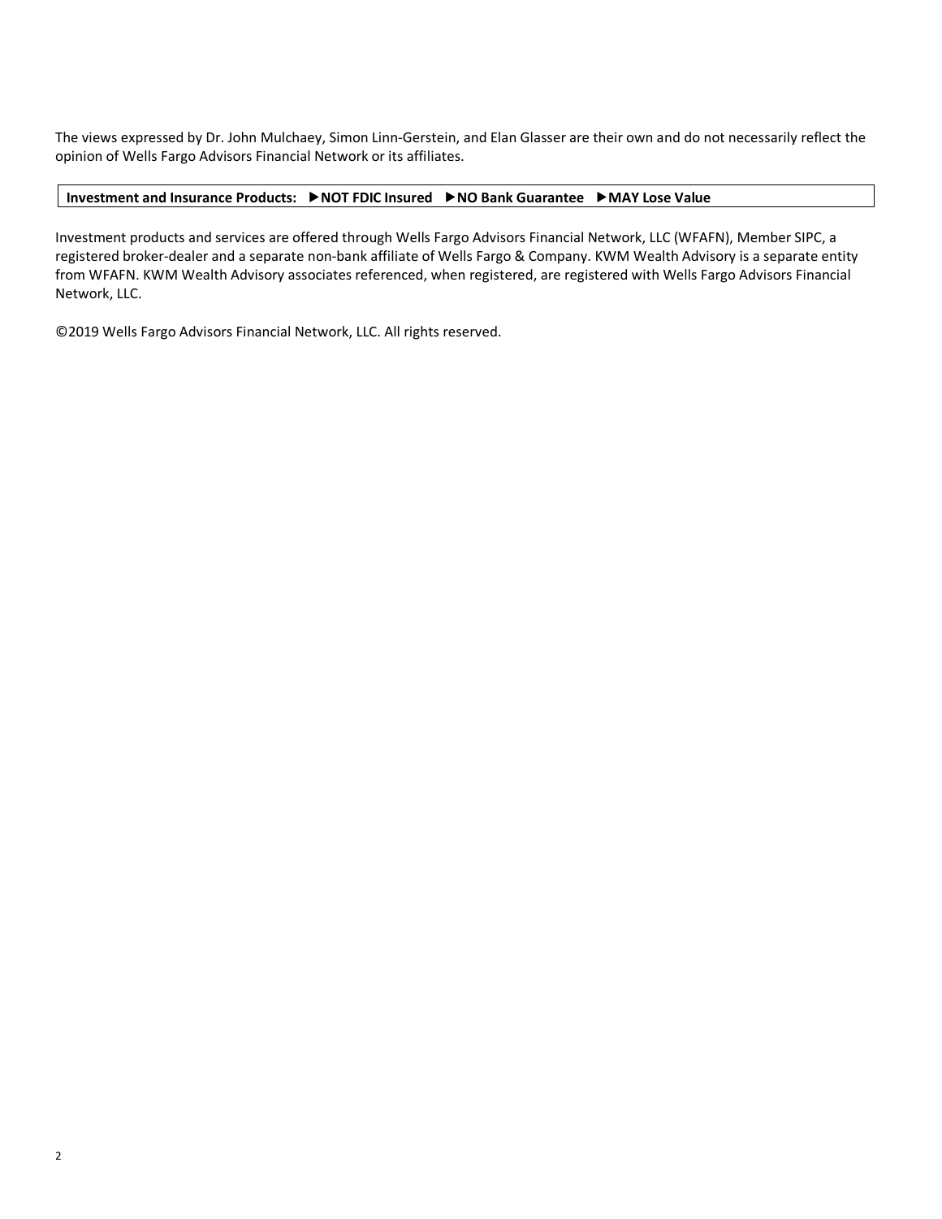The views expressed by Dr. John Mulchaey, Simon Linn-Gerstein, and Elan Glasser are their own and do not necessarily reflect the opinion of Wells Fargo Advisors Financial Network or its affiliates.

**Investment and Insurance Products: ▶NOT FDIC Insured ▶NO Bank Guarantee ▶MAY Lose Value**

Investment products and services are offered through Wells Fargo Advisors Financial Network, LLC (WFAFN), Member SIPC, a registered broker-dealer and a separate non-bank affiliate of Wells Fargo & Company. KWM Wealth Advisory is a separate entity from WFAFN. KWM Wealth Advisory associates referenced, when registered, are registered with Wells Fargo Advisors Financial Network, LLC.

©2019 Wells Fargo Advisors Financial Network, LLC. All rights reserved.